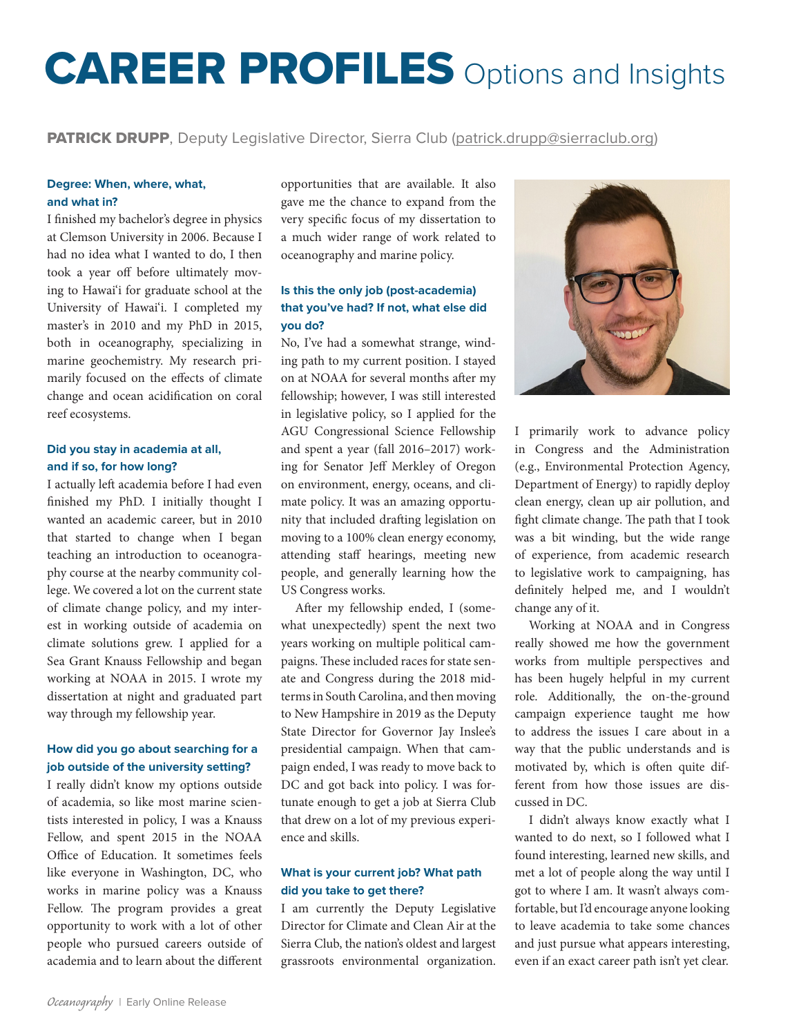# CAREER PROFILES Options and Insights

**PATRICK DRUPP**, Deputy Legislative Director, Sierra Club (patrick.drupp@sierraclub.org)

### Degree: When, where, what, and what in?

I finished my bachelor's degree in physics at Clemson University in 2006. Because I had no idea what I wanted to do, I then took a year off before ultimately moving to Hawai'i for graduate school at the University of Hawai'i. I completed my master's in 2010 and my PhD in 2015, both in oceanography, specializing in marine geochemistry. My research primarily focused on the effects of climate change and ocean acidification on coral reef ecosystems.

### Did you stay in academia at all, and if so, for how long?

I actually left academia before I had even finished my PhD. I initially thought I wanted an academic career, but in 2010 that started to change when I began teaching an introduction to oceanography course at the nearby community college. We covered a lot on the current state of climate change policy, and my interest in working outside of academia on climate solutions grew. I applied for a Sea Grant Knauss Fellowship and began working at NOAA in 2015. I wrote my dissertation at night and graduated part way through my fellowship year.

### How did you go about searching for a job outside of the university setting?

I really didn't know my options outside of academia, so like most marine scientists interested in policy, I was a Knauss Fellow, and spent 2015 in the NOAA Office of Education. It sometimes feels like everyone in Washington, DC, who works in marine policy was a Knauss Fellow. The program provides a great opportunity to work with a lot of other people who pursued careers outside of academia and to learn about the different opportunities that are available. It also gave me the chance to expand from the very specific focus of my dissertation to a much wider range of work related to oceanography and marine policy.

### Is this the only job (post-academia) that you've had? If not, what else did you do?

No, I've had a somewhat strange, winding path to my current position. I stayed on at NOAA for several months after my fellowship; however, I was still interested in legislative policy, so I applied for the AGU Congressional Science Fellowship and spent a year (fall 2016–2017) working for Senator Jeff Merkley of Oregon on environment, energy, oceans, and climate policy. It was an amazing opportunity that included drafting legislation on moving to a 100% clean energy economy, attending staff hearings, meeting new people, and generally learning how the US Congress works.

After my fellowship ended, I (somewhat unexpectedly) spent the next two years working on multiple political campaigns. These included races for state senate and Congress during the 2018 midterms in South Carolina, and then moving to New Hampshire in 2019 as the Deputy State Director for Governor Jay Inslee's presidential campaign. When that campaign ended, I was ready to move back to DC and got back into policy. I was fortunate enough to get a job at Sierra Club that drew on a lot of my previous experience and skills.

### What is your current job? What path did you take to get there?

I am currently the Deputy Legislative Director for Climate and Clean Air at the Sierra Club, the nation's oldest and largest grassroots environmental organization. I primarily work to advance policy in Congress and the Administration (e.g., Environmental Protection Agency, Department of Energy) to rapidly deploy clean energy, clean up air pollution, and fight climate change. The path that I took was a bit winding, but the wide range of experience, from academic research to legislative work to campaigning, has definitely helped me, and I wouldn't change any of it.

Working at NOAA and in Congress really showed me how the government works from multiple perspectives and has been hugely helpful in my current role. Additionally, the on-the-ground campaign experience taught me how to address the issues I care about in a way that the public understands and is motivated by, which is often quite different from how those issues are discussed in DC.

I didn't always know exactly what I wanted to do next, so I followed what I found interesting, learned new skills, and met a lot of people along the way until I got to where I am. It wasn't always comfortable, but I'd encourage anyone looking to leave academia to take some chances and just pursue what appears interesting, even if an exact career path isn't yet clear.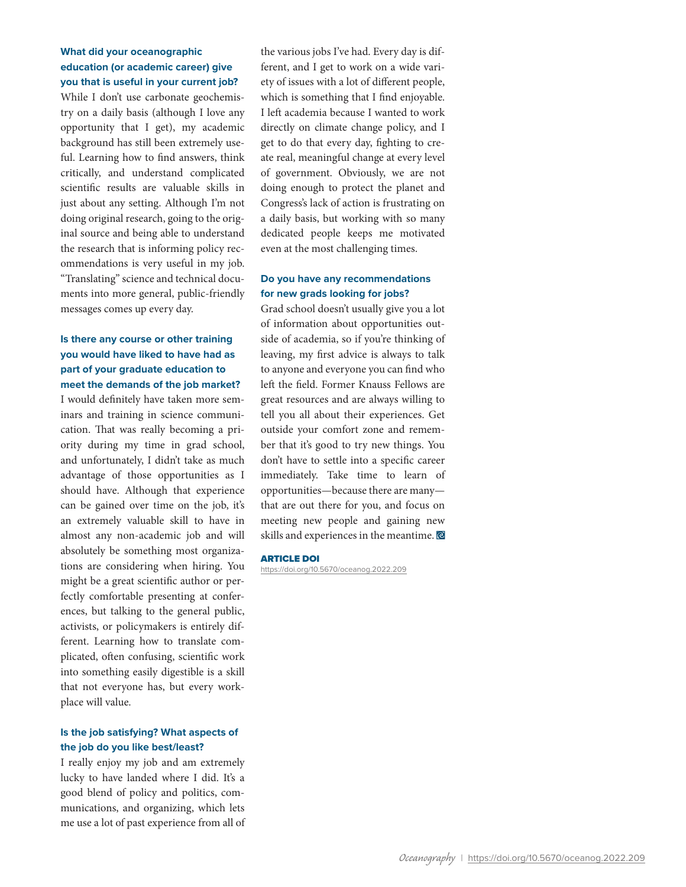### What did your oceanographic education (or academic career) give you that is useful in your current job?

While I don't use carbonate geochemistry on a daily basis (although I love any opportunity that I get), my academic background has still been extremely useful. Learning how to find answers, think critically, and understand complicated scientific results are valuable skills in just about any setting. Although I'm not doing original research, going to the original source and being able to understand the research that is informing policy recommendations is very useful in my job. "Translating" science and technical documents into more general, public-friendly messages comes up every day.

### Is there any course or other training you would have liked to have had as part of your graduate education to meet the demands of the job market?

I would definitely have taken more seminars and training in science communication. That was really becoming a priority during my time in grad school, and unfortunately, I didn't take as much advantage of those opportunities as I should have. Although that experience can be gained over time on the job, it's an extremely valuable skill to have in almost any non-academic job and will absolutely be something most organizations are considering when hiring. You might be a great scientific author or perfectly comfortable presenting at conferences, but talking to the general public, activists, or policymakers is entirely different. Learning how to translate complicated, often confusing, scientific work into something easily digestible is a skill that not everyone has, but every workplace will value.

### Is the job satisfying? What aspects of the job do you like best/least?

I really enjoy my job and am extremely lucky to have landed where I did. It's a good blend of policy and politics, communications, and organizing, which lets me use a lot of past experience from all of the various jobs I've had. Every day is different, and I get to work on a wide variety of issues with a lot of different people, which is something that I find enjoyable. I left academia because I wanted to work directly on climate change policy, and I get to do that every day, fighting to create real, meaningful change at every level of government. Obviously, we are not doing enough to protect the planet and Congress's lack of action is frustrating on a daily basis, but working with so many dedicated people keeps me motivated even at the most challenging times.

### Do you have any recommendations for new grads looking for jobs?

Grad school doesn't usually give you a lot of information about opportunities outside of academia, so if you're thinking of leaving, my first advice is always to talk to anyone and everyone you can find who left the field. Former Knauss Fellows are great resources and are always willing to tell you all about their experiences. Get outside your comfort zone and remember that it's good to try new things. You don't have to settle into a specific career immediately. Take time to learn of opportunities—because there are many—that are out there for you, and focus on meeting new people and gaining new skills and experiences in the meantime.

**ARTICLE DOI**

https://doi.org/10.5670/oceanog.2022.209